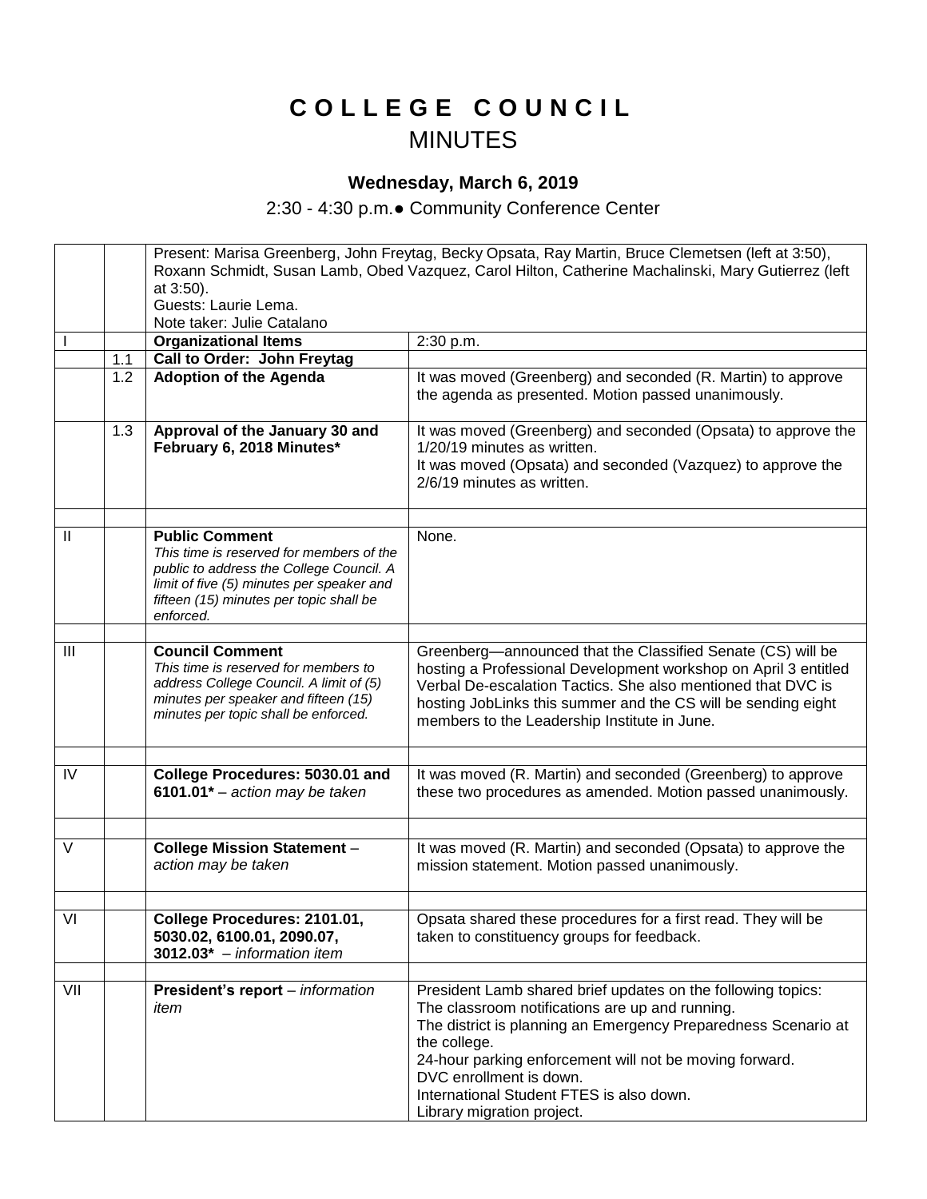# C O L L E G E  C O U N C I L
## MINUTES

### Wednesday, March 6, 2019

2:30 - 4:30 p.m.● Community Conference Center

| | | | |
|---|---|---|---|
| | | Present: Marisa Greenberg, John Freytag, Becky Opsata, Ray Martin, Bruce Clemetsen (left at 3:50), Roxann Schmidt, Susan Lamb, Obed Vazquez, Carol Hilton, Catherine Machalinski, Mary Gutierrez (left at 3:50).<br>Guests: Laurie Lema.<br>Note taker: Julie Catalano | |
| I | | **Organizational Items** | 2:30 p.m. |
| | 1.1 | **Call to Order: John Freytag** | |
| | 1.2 | **Adoption of the Agenda** | It was moved (Greenberg) and seconded (R. Martin) to approve the agenda as presented. Motion passed unanimously. |
| | 1.3 | **Approval of the January 30 and February 6, 2018 Minutes*** | It was moved (Greenberg) and seconded (Opsata) to approve the 1/20/19 minutes as written.<br>It was moved (Opsata) and seconded (Vazquez) to approve the 2/6/19 minutes as written. |
| | | | |
| II | | **Public Comment**<br>*This time is reserved for members of the public to address the College Council. A limit of five (5) minutes per speaker and fifteen (15) minutes per topic shall be enforced.* | None. |
| | | | |
| III | | **Council Comment**<br>*This time is reserved for members to address College Council. A limit of (5) minutes per speaker and fifteen (15) minutes per topic shall be enforced.* | Greenberg—announced that the Classified Senate (CS) will be hosting a Professional Development workshop on April 3 entitled Verbal De-escalation Tactics. She also mentioned that DVC is hosting JobLinks this summer and the CS will be sending eight members to the Leadership Institute in June. |
| | | | |
| IV | | **College Procedures: 5030.01 and 6101.01*** – *action may be taken* | It was moved (R. Martin) and seconded (Greenberg) to approve these two procedures as amended. Motion passed unanimously. |
| | | | |
| V | | **College Mission Statement** – *action may be taken* | It was moved (R. Martin) and seconded (Opsata) to approve the mission statement. Motion passed unanimously. |
| | | | |
| VI | | **College Procedures: 2101.01, 5030.02, 6100.01, 2090.07, 3012.03*** – *information item* | Opsata shared these procedures for a first read. They will be taken to constituency groups for feedback. |
| | | | |
| VII | | **President's report** – *information item* | President Lamb shared brief updates on the following topics:<br>The classroom notifications are up and running.<br>The district is planning an Emergency Preparedness Scenario at the college.<br>24-hour parking enforcement will not be moving forward.<br>DVC enrollment is down.<br>International Student FTES is also down.<br>Library migration project. |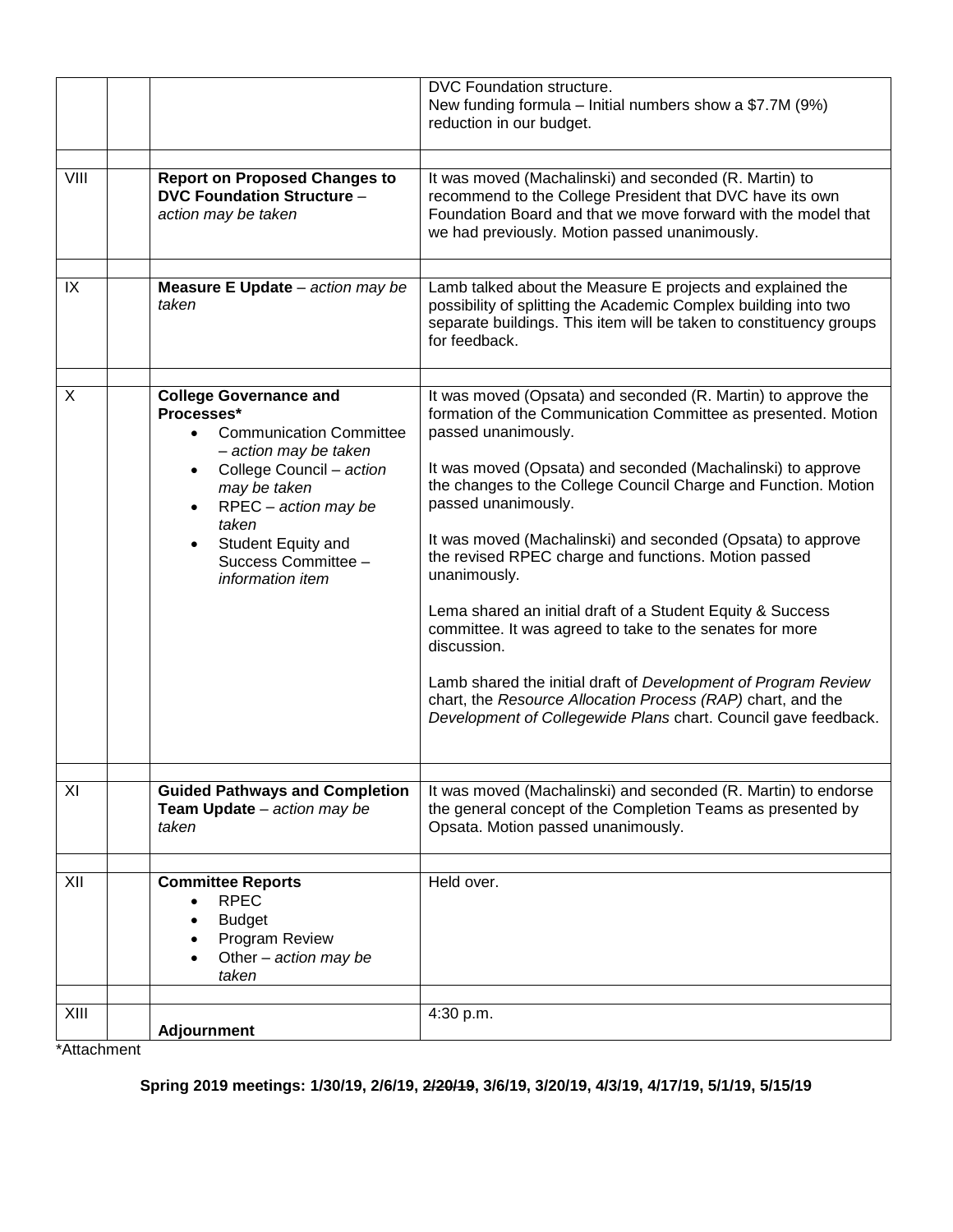| | | | |
|---|---|---|---|
| | | | DVC Foundation structure.<br>New funding formula – Initial numbers show a $7.7M (9%) reduction in our budget. |
| | | | |
| VIII | | **Report on Proposed Changes to DVC Foundation Structure** – *action may be taken* | It was moved (Machalinski) and seconded (R. Martin) to recommend to the College President that DVC have its own Foundation Board and that we move forward with the model that we had previously. Motion passed unanimously. |
| | | | |
| IX | | **Measure E Update** – *action may be taken* | Lamb talked about the Measure E projects and explained the possibility of splitting the Academic Complex building into two separate buildings. This item will be taken to constituency groups for feedback. |
| | | | |
| X | | **College Governance and Processes***<br>• Communication Committee – *action may be taken*<br>• College Council – *action may be taken*<br>• RPEC – *action may be taken*<br>• Student Equity and Success Committee – *information item* | It was moved (Opsata) and seconded (R. Martin) to approve the formation of the Communication Committee as presented. Motion passed unanimously.<br><br>It was moved (Opsata) and seconded (Machalinski) to approve the changes to the College Council Charge and Function. Motion passed unanimously.<br><br>It was moved (Machalinski) and seconded (Opsata) to approve the revised RPEC charge and functions. Motion passed unanimously.<br><br>Lema shared an initial draft of a Student Equity & Success committee. It was agreed to take to the senates for more discussion.<br><br>Lamb shared the initial draft of *Development of Program Review* chart, the *Resource Allocation Process (RAP)* chart, and the *Development of Collegewide Plans* chart. Council gave feedback. |
| | | | |
| XI | | **Guided Pathways and Completion Team Update** – *action may be taken* | It was moved (Machalinski) and seconded (R. Martin) to endorse the general concept of the Completion Teams as presented by Opsata. Motion passed unanimously. |
| | | | |
| XII | | **Committee Reports**<br>• RPEC<br>• Budget<br>• Program Review<br>• Other – *action may be taken* | Held over. |
| | | | |
| XIII | | **Adjournment** | 4:30 p.m. |

*Attachment

**Spring 2019 meetings: 1/30/19, 2/6/19, ~~2/20/19~~, 3/6/19, 3/20/19, 4/3/19, 4/17/19, 5/1/19, 5/15/19**